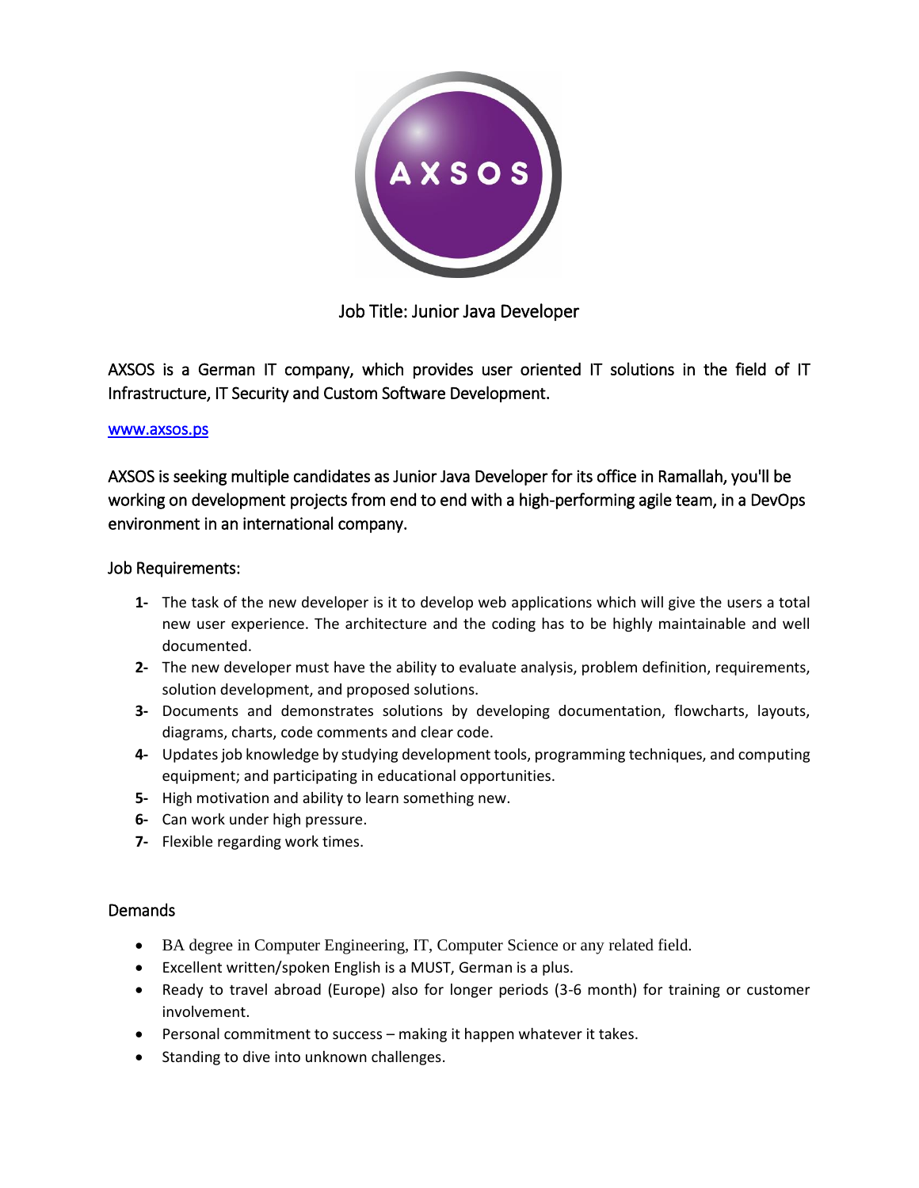# Job Title: Junior Java Developer

AXSOS is a German IT company, which provides user oriented IT solutions in the field of IT Infrastructure, IT Security and Custom Software Development.

[www.axsos.ps](http://www.axsos.ps)

AXSOS is seeking multiple candidates as Junior Java Developer for its office in Ramallah, you'll be working on development projects from end to end with a high-performing agile team, in a DevOps environment in an international company.

## Job Requirements:

1- The task of the new developer is it to develop web applications which will give the users a total new user experience. The architecture and the coding has to be highly maintainable and well documented.
2- The new developer must have the ability to evaluate analysis, problem definition, requirements, solution development, and proposed solutions.
3- Documents and demonstrates solutions by developing documentation, flowcharts, layouts, diagrams, charts, code comments and clear code.
4- Updates job knowledge by studying development tools, programming techniques, and computing equipment; and participating in educational opportunities.
5- High motivation and ability to learn something new.
6- Can work under high pressure.
7- Flexible regarding work times.

## Demands

- BA degree in Computer Engineering, IT, Computer Science or any related field.
- Excellent written/spoken English is a MUST, German is a plus.
- Ready to travel abroad (Europe) also for longer periods (3-6 month) for training or customer involvement.
- Personal commitment to success – making it happen whatever it takes.
- Standing to dive into unknown challenges.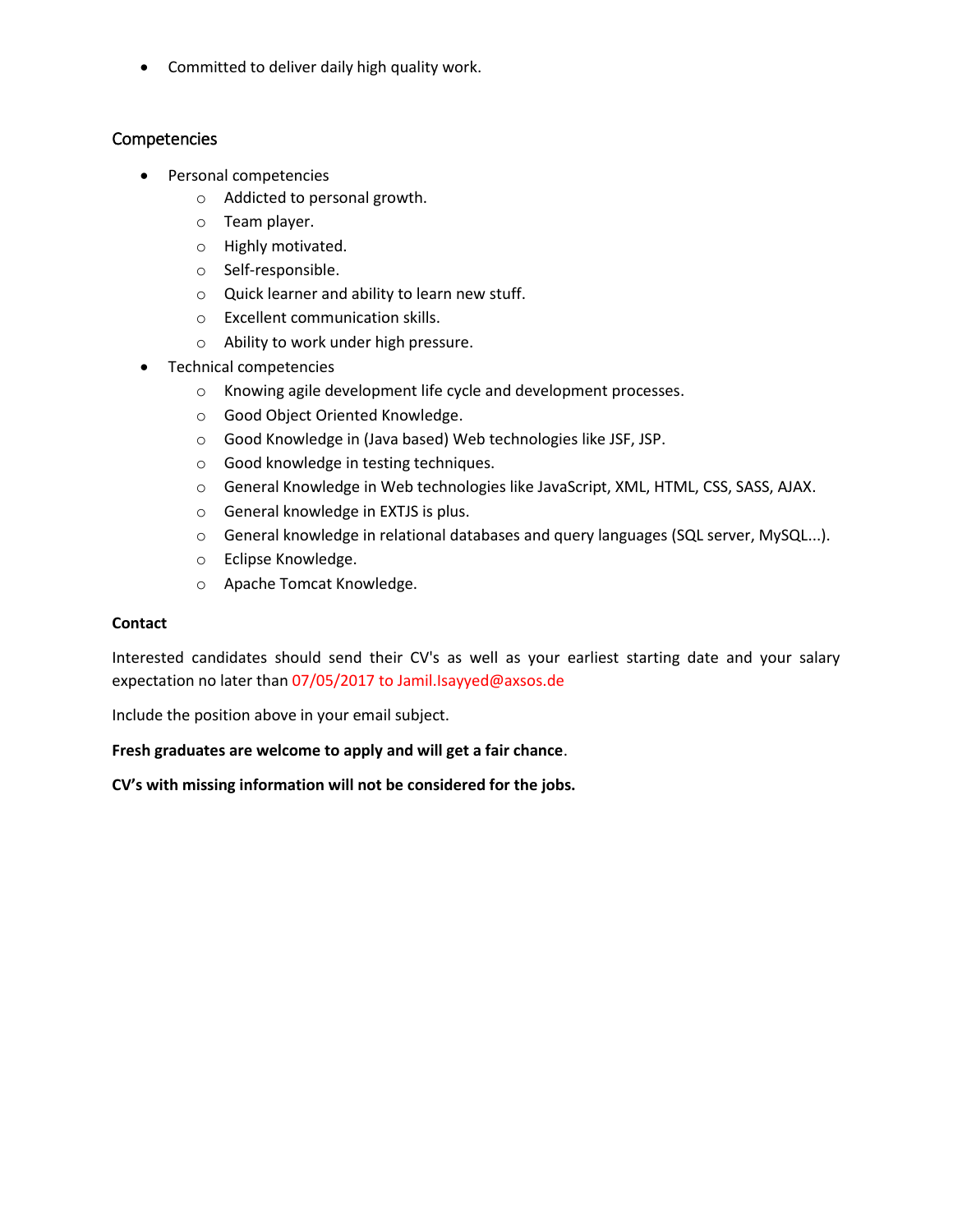- Committed to deliver daily high quality work.

## Competencies

- Personal competencies
    - Addicted to personal growth.
    - Team player.
    - Highly motivated.
    - Self-responsible.
    - Quick learner and ability to learn new stuff.
    - Excellent communication skills.
    - Ability to work under high pressure.
- Technical competencies
    - Knowing agile development life cycle and development processes.
    - Good Object Oriented Knowledge.
    - Good Knowledge in (Java based) Web technologies like JSF, JSP.
    - Good knowledge in testing techniques.
    - General Knowledge in Web technologies like JavaScript, XML, HTML, CSS, SASS, AJAX.
    - General knowledge in EXTJS is plus.
    - General knowledge in relational databases and query languages (SQL server, MySQL...).
    - Eclipse Knowledge.
    - Apache Tomcat Knowledge.

**Contact**

Interested candidates should send their CV's as well as your earliest starting date and your salary expectation no later than 07/05/2017 to Jamil.Isayyed@axsos.de

Include the position above in your email subject.

**Fresh graduates are welcome to apply and will get a fair chance**.

**CV's with missing information will not be considered for the jobs.**